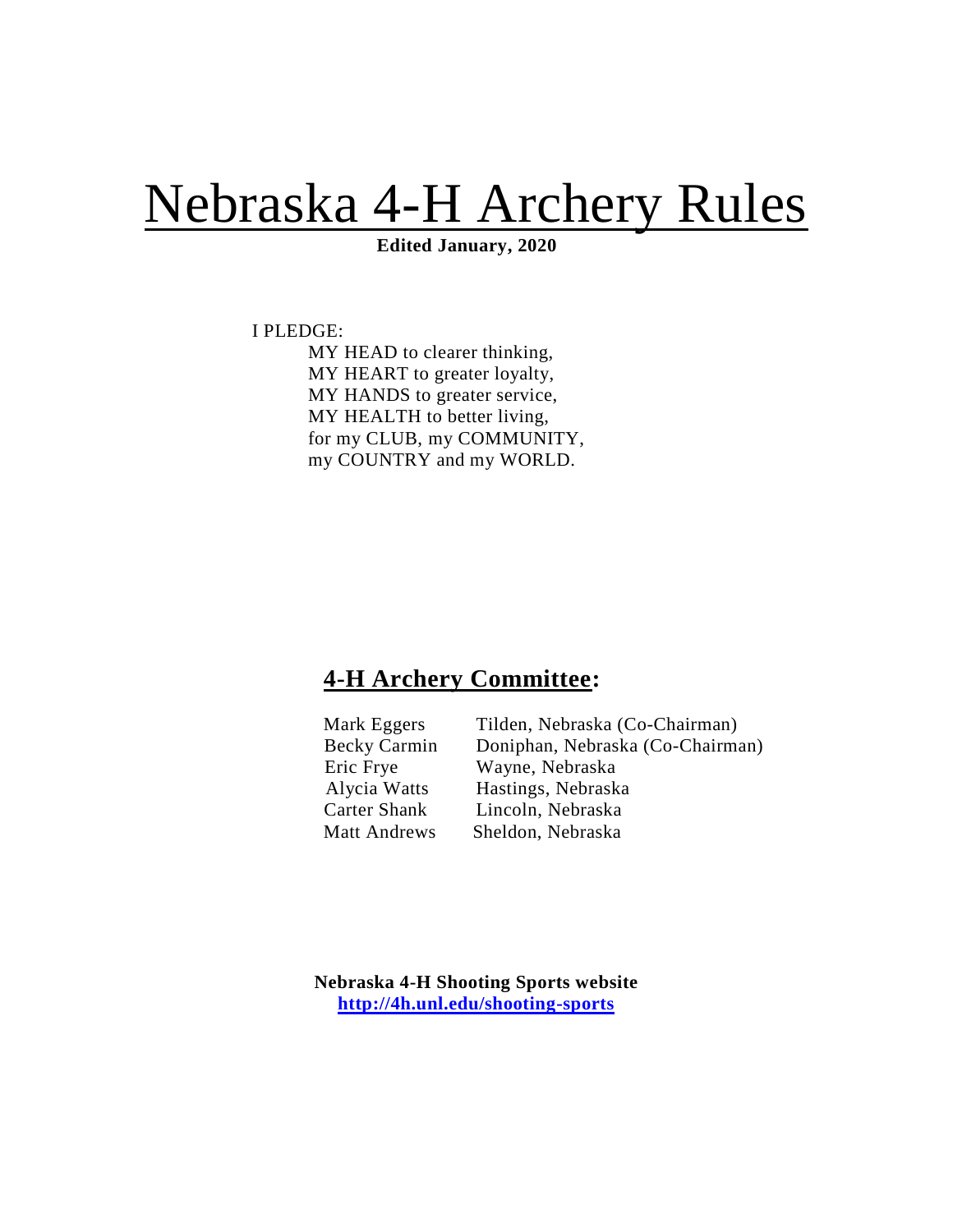# Nebraska 4-H Archery Rules

**Edited January, 2020**

I PLEDGE:

MY HEAD to clearer thinking,  
MY HEART to greater loyalty,  
MY HANDS to greater service,  
MY HEALTH to better living,  
for my CLUB, my COMMUNITY,  
my COUNTRY and my WORLD.

## 4-H Archery Committee:

| | |
|---|---|
| Mark Eggers | Tilden, Nebraska (Co-Chairman) |
| Becky Carmin | Doniphan, Nebraska (Co-Chairman) |
| Eric Frye | Wayne, Nebraska |
| Alycia Watts | Hastings, Nebraska |
| Carter Shank | Lincoln, Nebraska |
| Matt Andrews | Sheldon, Nebraska |

**Nebraska 4-H Shooting Sports website**  
**http://4h.unl.edu/shooting-sports**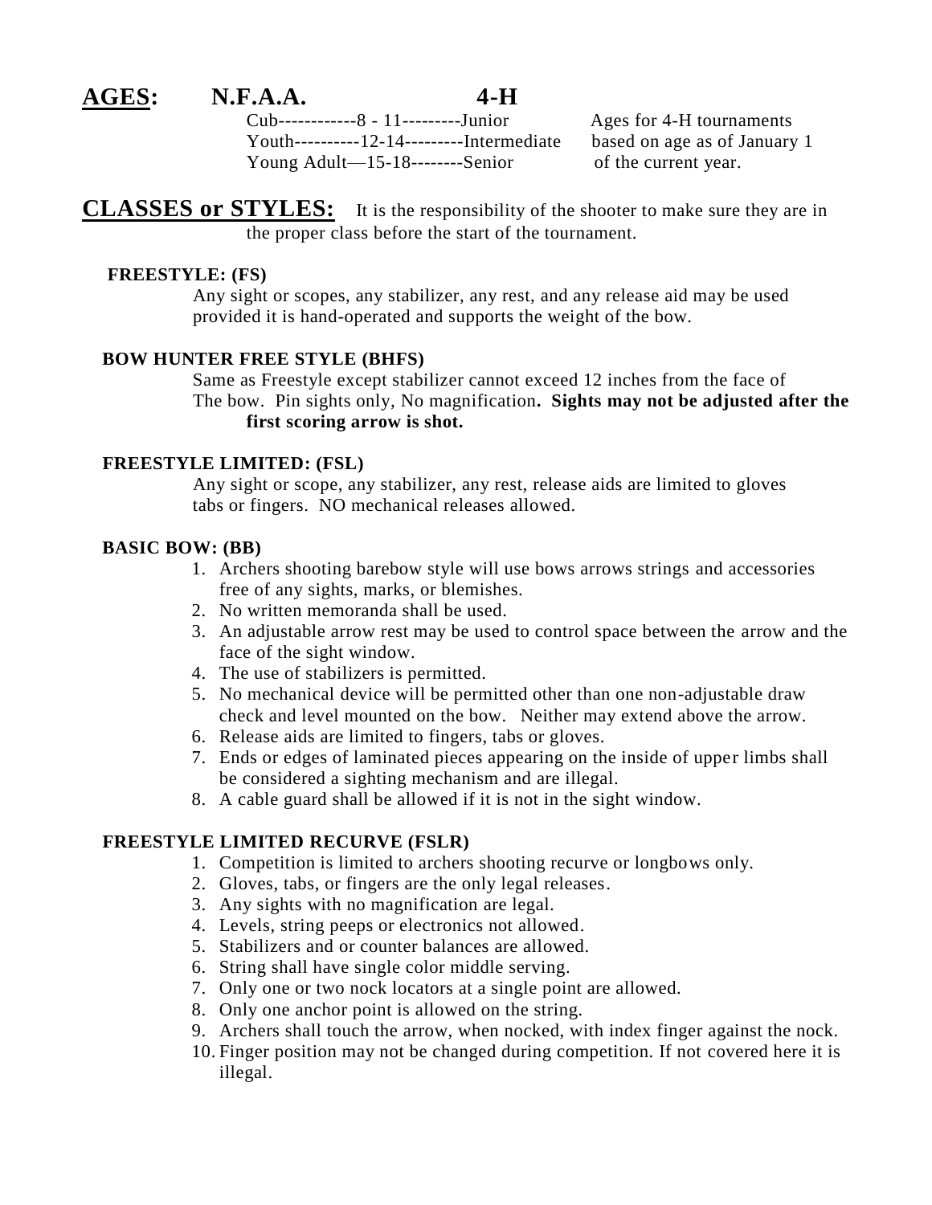## AGES:

| N.F.A.A. | | 4-H | |
|---|---|---|---|
| Cub | 8 - 11 | Junior | Ages for 4-H tournaments based on age as of January 1 of the current year. |
| Youth | 12-14 | Intermediate | |
| Young Adult | 15-18 | Senior | |

## CLASSES or STYLES:

It is the responsibility of the shooter to make sure they are in the proper class before the start of the tournament.

### FREESTYLE: (FS)

Any sight or scopes, any stabilizer, any rest, and any release aid may be used provided it is hand-operated and supports the weight of the bow.

### BOW HUNTER FREE STYLE (BHFS)

Same as Freestyle except stabilizer cannot exceed 12 inches from the face of The bow. Pin sights only, No magnification**. Sights may not be adjusted after the first scoring arrow is shot.**

### FREESTYLE LIMITED: (FSL)

Any sight or scope, any stabilizer, any rest, release aids are limited to gloves tabs or fingers. NO mechanical releases allowed.

### BASIC BOW: (BB)

1. Archers shooting barebow style will use bows arrows strings and accessories free of any sights, marks, or blemishes.
2. No written memoranda shall be used.
3. An adjustable arrow rest may be used to control space between the arrow and the face of the sight window.
4. The use of stabilizers is permitted.
5. No mechanical device will be permitted other than one non-adjustable draw check and level mounted on the bow. Neither may extend above the arrow.
6. Release aids are limited to fingers, tabs or gloves.
7. Ends or edges of laminated pieces appearing on the inside of upper limbs shall be considered a sighting mechanism and are illegal.
8. A cable guard shall be allowed if it is not in the sight window.

### FREESTYLE LIMITED RECURVE (FSLR)

1. Competition is limited to archers shooting recurve or longbows only.
2. Gloves, tabs, or fingers are the only legal releases.
3. Any sights with no magnification are legal.
4. Levels, string peeps or electronics not allowed.
5. Stabilizers and or counter balances are allowed.
6. String shall have single color middle serving.
7. Only one or two nock locators at a single point are allowed.
8. Only one anchor point is allowed on the string.
9. Archers shall touch the arrow, when nocked, with index finger against the nock.
10. Finger position may not be changed during competition. If not covered here it is illegal.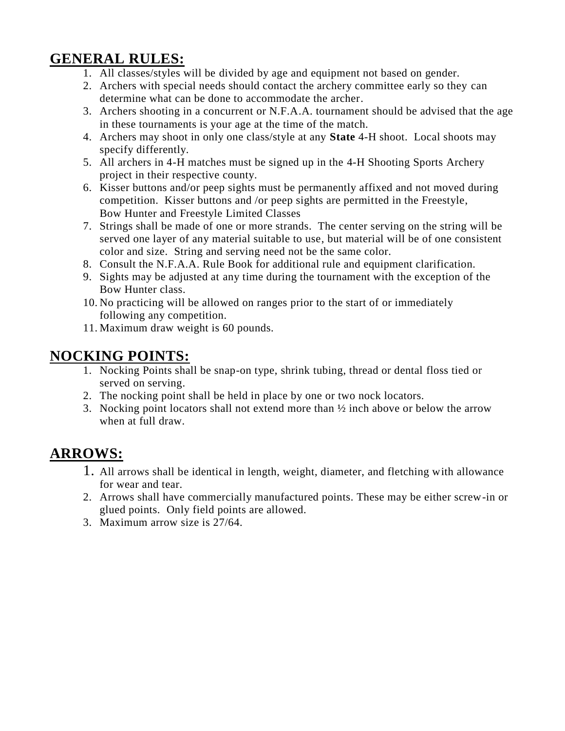## GENERAL RULES:

1. All classes/styles will be divided by age and equipment not based on gender.
2. Archers with special needs should contact the archery committee early so they can determine what can be done to accommodate the archer.
3. Archers shooting in a concurrent or N.F.A.A. tournament should be advised that the age in these tournaments is your age at the time of the match.
4. Archers may shoot in only one class/style at any **State** 4-H shoot. Local shoots may specify differently.
5. All archers in 4-H matches must be signed up in the 4-H Shooting Sports Archery project in their respective county.
6. Kisser buttons and/or peep sights must be permanently affixed and not moved during competition. Kisser buttons and /or peep sights are permitted in the Freestyle, Bow Hunter and Freestyle Limited Classes
7. Strings shall be made of one or more strands. The center serving on the string will be served one layer of any material suitable to use, but material will be of one consistent color and size. String and serving need not be the same color.
8. Consult the N.F.A.A. Rule Book for additional rule and equipment clarification.
9. Sights may be adjusted at any time during the tournament with the exception of the Bow Hunter class.
10. No practicing will be allowed on ranges prior to the start of or immediately following any competition.
11. Maximum draw weight is 60 pounds.

## NOCKING POINTS:

1. Nocking Points shall be snap-on type, shrink tubing, thread or dental floss tied or served on serving.
2. The nocking point shall be held in place by one or two nock locators.
3. Nocking point locators shall not extend more than ½ inch above or below the arrow when at full draw.

## ARROWS:

1. All arrows shall be identical in length, weight, diameter, and fletching with allowance for wear and tear.
2. Arrows shall have commercially manufactured points. These may be either screw-in or glued points. Only field points are allowed.
3. Maximum arrow size is 27/64.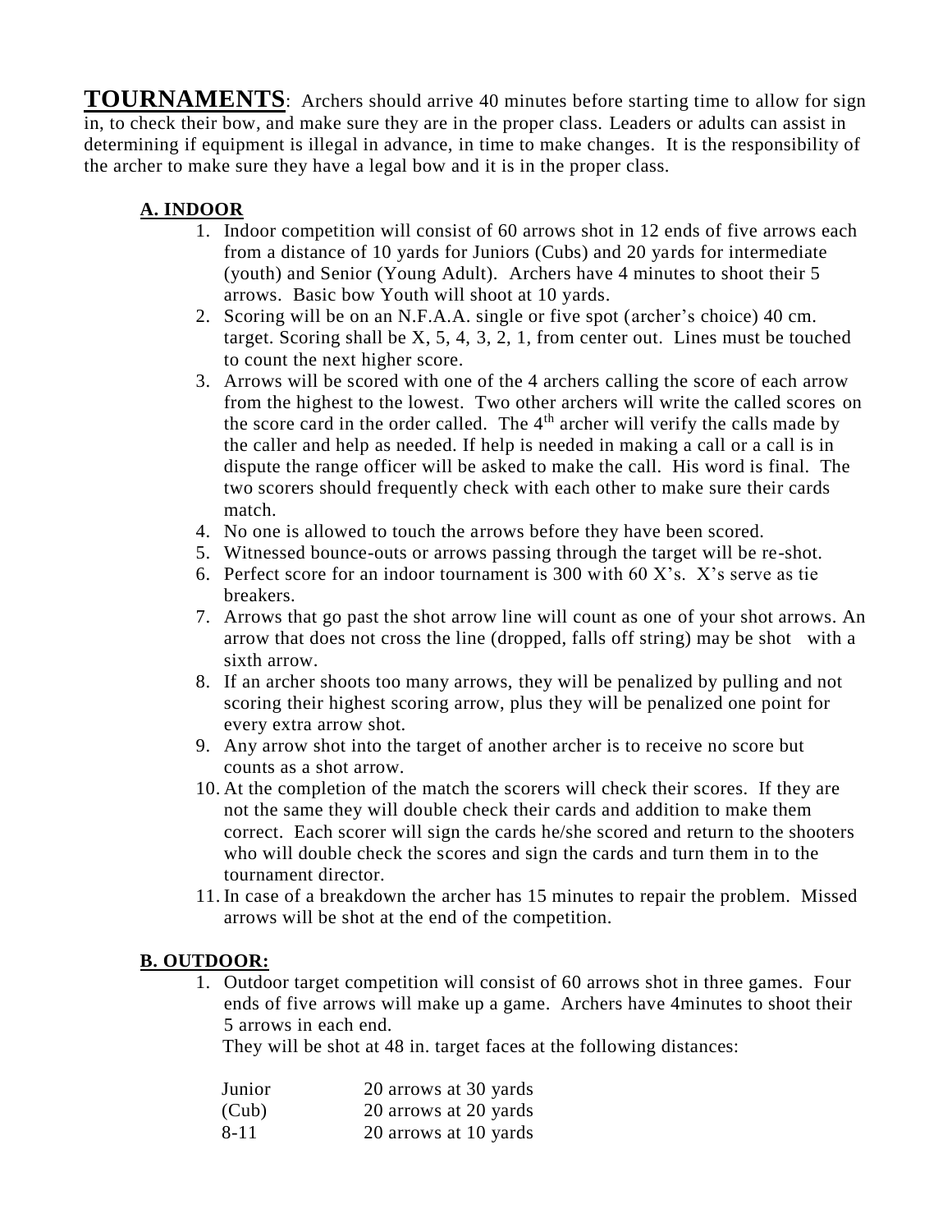**TOURNAMENTS**: Archers should arrive 40 minutes before starting time to allow for sign in, to check their bow, and make sure they are in the proper class. Leaders or adults can assist in determining if equipment is illegal in advance, in time to make changes. It is the responsibility of the archer to make sure they have a legal bow and it is in the proper class.

### A. INDOOR

1. Indoor competition will consist of 60 arrows shot in 12 ends of five arrows each from a distance of 10 yards for Juniors (Cubs) and 20 yards for intermediate (youth) and Senior (Young Adult). Archers have 4 minutes to shoot their 5 arrows. Basic bow Youth will shoot at 10 yards.
2. Scoring will be on an N.F.A.A. single or five spot (archer's choice) 40 cm. target. Scoring shall be X, 5, 4, 3, 2, 1, from center out. Lines must be touched to count the next higher score.
3. Arrows will be scored with one of the 4 archers calling the score of each arrow from the highest to the lowest. Two other archers will write the called scores on the score card in the order called. The 4th archer will verify the calls made by the caller and help as needed. If help is needed in making a call or a call is in dispute the range officer will be asked to make the call. His word is final. The two scorers should frequently check with each other to make sure their cards match.
4. No one is allowed to touch the arrows before they have been scored.
5. Witnessed bounce-outs or arrows passing through the target will be re-shot.
6. Perfect score for an indoor tournament is 300 with 60 X's. X's serve as tie breakers.
7. Arrows that go past the shot arrow line will count as one of your shot arrows. An arrow that does not cross the line (dropped, falls off string) may be shot with a sixth arrow.
8. If an archer shoots too many arrows, they will be penalized by pulling and not scoring their highest scoring arrow, plus they will be penalized one point for every extra arrow shot.
9. Any arrow shot into the target of another archer is to receive no score but counts as a shot arrow.
10. At the completion of the match the scorers will check their scores. If they are not the same they will double check their cards and addition to make them correct. Each scorer will sign the cards he/she scored and return to the shooters who will double check the scores and sign the cards and turn them in to the tournament director.
11. In case of a breakdown the archer has 15 minutes to repair the problem. Missed arrows will be shot at the end of the competition.

### B. OUTDOOR:

1. Outdoor target competition will consist of 60 arrows shot in three games. Four ends of five arrows will make up a game. Archers have 4minutes to shoot their 5 arrows in each end.

   They will be shot at 48 in. target faces at the following distances:

   | | |
   |---|---|
   | Junior | 20 arrows at 30 yards |
   | (Cub) | 20 arrows at 20 yards |
   | 8-11 | 20 arrows at 10 yards |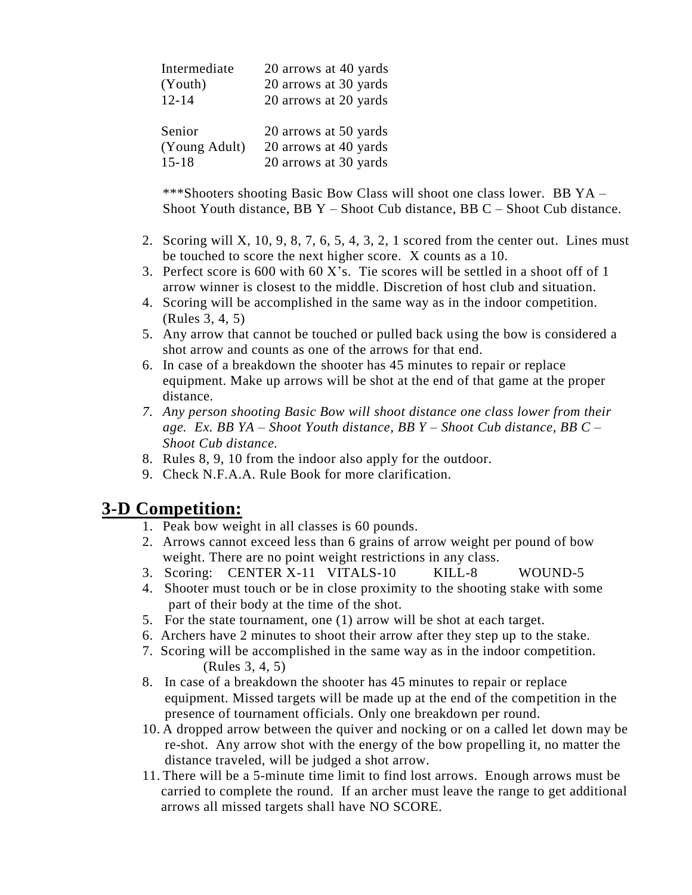| | |
|---|---|
| Intermediate | 20 arrows at 40 yards |
| (Youth) | 20 arrows at 30 yards |
| 12-14 | 20 arrows at 20 yards |
| | |
| Senior | 20 arrows at 50 yards |
| (Young Adult) | 20 arrows at 40 yards |
| 15-18 | 20 arrows at 30 yards |

***Shooters shooting Basic Bow Class will shoot one class lower. BB YA – Shoot Youth distance, BB Y – Shoot Cub distance, BB C – Shoot Cub distance.

2. Scoring will X, 10, 9, 8, 7, 6, 5, 4, 3, 2, 1 scored from the center out. Lines must be touched to score the next higher score. X counts as a 10.
3. Perfect score is 600 with 60 X's. Tie scores will be settled in a shoot off of 1 arrow winner is closest to the middle. Discretion of host club and situation.
4. Scoring will be accomplished in the same way as in the indoor competition. (Rules 3, 4, 5)
5. Any arrow that cannot be touched or pulled back using the bow is considered a shot arrow and counts as one of the arrows for that end.
6. In case of a breakdown the shooter has 45 minutes to repair or replace equipment. Make up arrows will be shot at the end of that game at the proper distance.
7. *Any person shooting Basic Bow will shoot distance one class lower from their age. Ex. BB YA – Shoot Youth distance, BB Y – Shoot Cub distance, BB C – Shoot Cub distance.*
8. Rules 8, 9, 10 from the indoor also apply for the outdoor.
9. Check N.F.A.A. Rule Book for more clarification.

## 3-D Competition:

1. Peak bow weight in all classes is 60 pounds.
2. Arrows cannot exceed less than 6 grains of arrow weight per pound of bow weight. There are no point weight restrictions in any class.
3. Scoring: CENTER X-11 VITALS-10 KILL-8 WOUND-5
4. Shooter must touch or be in close proximity to the shooting stake with some part of their body at the time of the shot.
5. For the state tournament, one (1) arrow will be shot at each target.
6. Archers have 2 minutes to shoot their arrow after they step up to the stake.
7. Scoring will be accomplished in the same way as in the indoor competition. (Rules 3, 4, 5)
8. In case of a breakdown the shooter has 45 minutes to repair or replace equipment. Missed targets will be made up at the end of the competition in the presence of tournament officials. Only one breakdown per round.
10. A dropped arrow between the quiver and nocking or on a called let down may be re-shot. Any arrow shot with the energy of the bow propelling it, no matter the distance traveled, will be judged a shot arrow.
11. There will be a 5-minute time limit to find lost arrows. Enough arrows must be carried to complete the round. If an archer must leave the range to get additional arrows all missed targets shall have NO SCORE.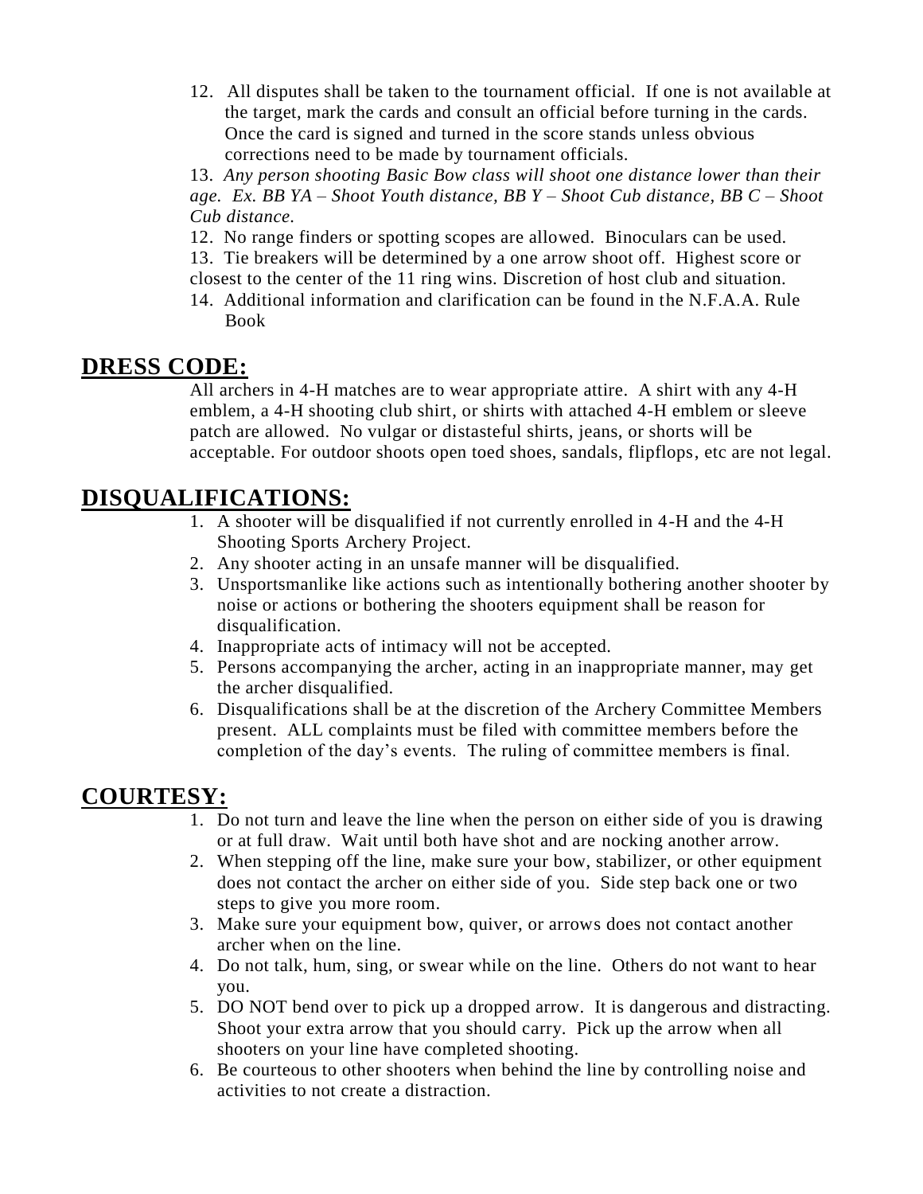12. All disputes shall be taken to the tournament official. If one is not available at the target, mark the cards and consult an official before turning in the cards. Once the card is signed and turned in the score stands unless obvious corrections need to be made by tournament officials.

13. *Any person shooting Basic Bow class will shoot one distance lower than their age. Ex. BB YA – Shoot Youth distance, BB Y – Shoot Cub distance, BB C – Shoot Cub distance.*

12. No range finders or spotting scopes are allowed. Binoculars can be used.

13. Tie breakers will be determined by a one arrow shoot off. Highest score or closest to the center of the 11 ring wins. Discretion of host club and situation.

14. Additional information and clarification can be found in the N.F.A.A. Rule Book

## DRESS CODE:

All archers in 4-H matches are to wear appropriate attire. A shirt with any 4-H emblem, a 4-H shooting club shirt, or shirts with attached 4-H emblem or sleeve patch are allowed. No vulgar or distasteful shirts, jeans, or shorts will be acceptable. For outdoor shoots open toed shoes, sandals, flipflops, etc are not legal.

## DISQUALIFICATIONS:

1. A shooter will be disqualified if not currently enrolled in 4-H and the 4-H Shooting Sports Archery Project.
2. Any shooter acting in an unsafe manner will be disqualified.
3. Unsportsmanlike like actions such as intentionally bothering another shooter by noise or actions or bothering the shooters equipment shall be reason for disqualification.
4. Inappropriate acts of intimacy will not be accepted.
5. Persons accompanying the archer, acting in an inappropriate manner, may get the archer disqualified.
6. Disqualifications shall be at the discretion of the Archery Committee Members present. ALL complaints must be filed with committee members before the completion of the day's events. The ruling of committee members is final.

## COURTESY:

1. Do not turn and leave the line when the person on either side of you is drawing or at full draw. Wait until both have shot and are nocking another arrow.
2. When stepping off the line, make sure your bow, stabilizer, or other equipment does not contact the archer on either side of you. Side step back one or two steps to give you more room.
3. Make sure your equipment bow, quiver, or arrows does not contact another archer when on the line.
4. Do not talk, hum, sing, or swear while on the line. Others do not want to hear you.
5. DO NOT bend over to pick up a dropped arrow. It is dangerous and distracting. Shoot your extra arrow that you should carry. Pick up the arrow when all shooters on your line have completed shooting.
6. Be courteous to other shooters when behind the line by controlling noise and activities to not create a distraction.